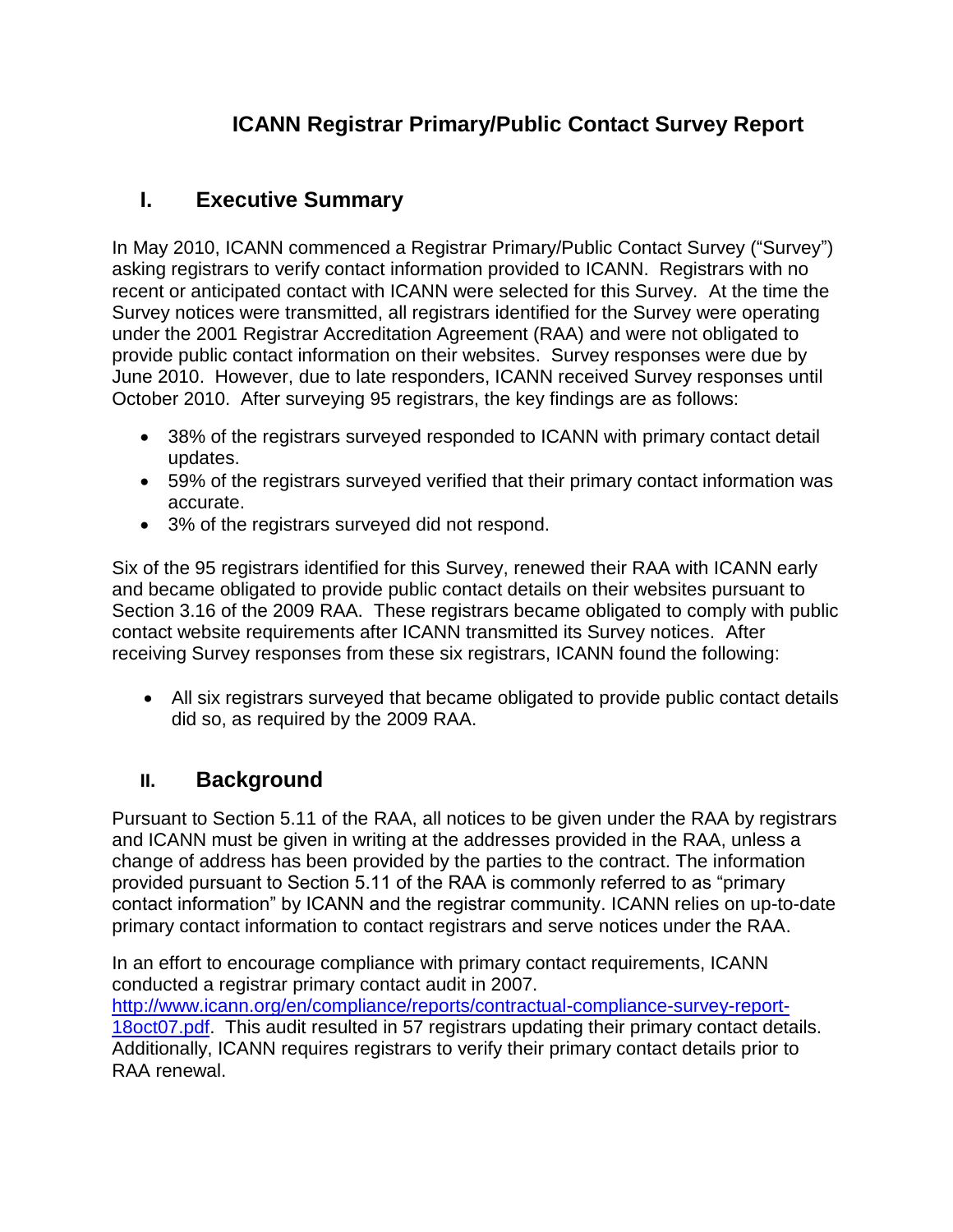# ICANN Registrar Primary/Public Contact Survey Report

## I. Executive Summary

In May 2010, ICANN commenced a Registrar Primary/Public Contact Survey ("Survey") asking registrars to verify contact information provided to ICANN. Registrars with no recent or anticipated contact with ICANN were selected for this Survey. At the time the Survey notices were transmitted, all registrars identified for the Survey were operating under the 2001 Registrar Accreditation Agreement (RAA) and were not obligated to provide public contact information on their websites. Survey responses were due by June 2010. However, due to late responders, ICANN received Survey responses until October 2010. After surveying 95 registrars, the key findings are as follows:

- 38% of the registrars surveyed responded to ICANN with primary contact detail updates.
- 59% of the registrars surveyed verified that their primary contact information was accurate.
- 3% of the registrars surveyed did not respond.

Six of the 95 registrars identified for this Survey, renewed their RAA with ICANN early and became obligated to provide public contact details on their websites pursuant to Section 3.16 of the 2009 RAA. These registrars became obligated to comply with public contact website requirements after ICANN transmitted its Survey notices. After receiving Survey responses from these six registrars, ICANN found the following:

- All six registrars surveyed that became obligated to provide public contact details did so, as required by the 2009 RAA.

## II. Background

Pursuant to Section 5.11 of the RAA, all notices to be given under the RAA by registrars and ICANN must be given in writing at the addresses provided in the RAA, unless a change of address has been provided by the parties to the contract. The information provided pursuant to Section 5.11 of the RAA is commonly referred to as "primary contact information" by ICANN and the registrar community. ICANN relies on up-to-date primary contact information to contact registrars and serve notices under the RAA.

In an effort to encourage compliance with primary contact requirements, ICANN conducted a registrar primary contact audit in 2007. http://www.icann.org/en/compliance/reports/contractual-compliance-survey-report-18oct07.pdf. This audit resulted in 57 registrars updating their primary contact details. Additionally, ICANN requires registrars to verify their primary contact details prior to RAA renewal.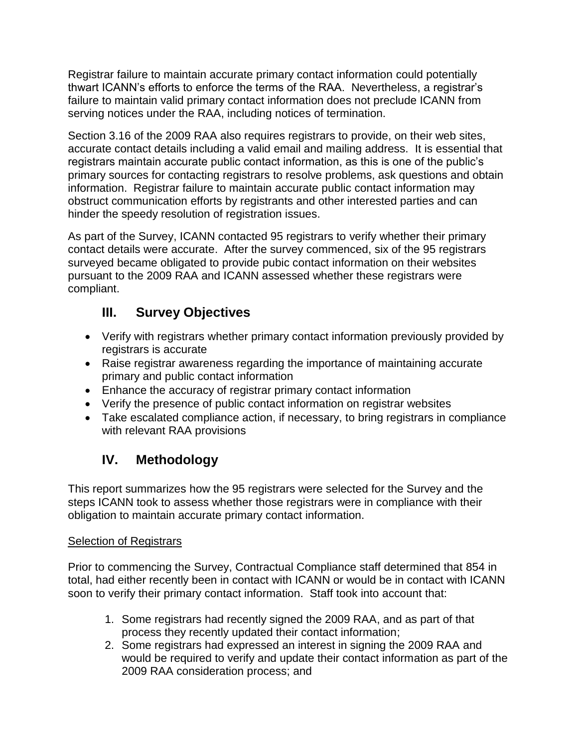Registrar failure to maintain accurate primary contact information could potentially thwart ICANN's efforts to enforce the terms of the RAA. Nevertheless, a registrar's failure to maintain valid primary contact information does not preclude ICANN from serving notices under the RAA, including notices of termination.

Section 3.16 of the 2009 RAA also requires registrars to provide, on their web sites, accurate contact details including a valid email and mailing address. It is essential that registrars maintain accurate public contact information, as this is one of the public's primary sources for contacting registrars to resolve problems, ask questions and obtain information. Registrar failure to maintain accurate public contact information may obstruct communication efforts by registrants and other interested parties and can hinder the speedy resolution of registration issues.

As part of the Survey, ICANN contacted 95 registrars to verify whether their primary contact details were accurate. After the survey commenced, six of the 95 registrars surveyed became obligated to provide pubic contact information on their websites pursuant to the 2009 RAA and ICANN assessed whether these registrars were compliant.

## III. Survey Objectives

- Verify with registrars whether primary contact information previously provided by registrars is accurate
- Raise registrar awareness regarding the importance of maintaining accurate primary and public contact information
- Enhance the accuracy of registrar primary contact information
- Verify the presence of public contact information on registrar websites
- Take escalated compliance action, if necessary, to bring registrars in compliance with relevant RAA provisions

## IV. Methodology

This report summarizes how the 95 registrars were selected for the Survey and the steps ICANN took to assess whether those registrars were in compliance with their obligation to maintain accurate primary contact information.

Selection of Registrars

Prior to commencing the Survey, Contractual Compliance staff determined that 854 in total, had either recently been in contact with ICANN or would be in contact with ICANN soon to verify their primary contact information. Staff took into account that:

1. Some registrars had recently signed the 2009 RAA, and as part of that process they recently updated their contact information;
2. Some registrars had expressed an interest in signing the 2009 RAA and would be required to verify and update their contact information as part of the 2009 RAA consideration process; and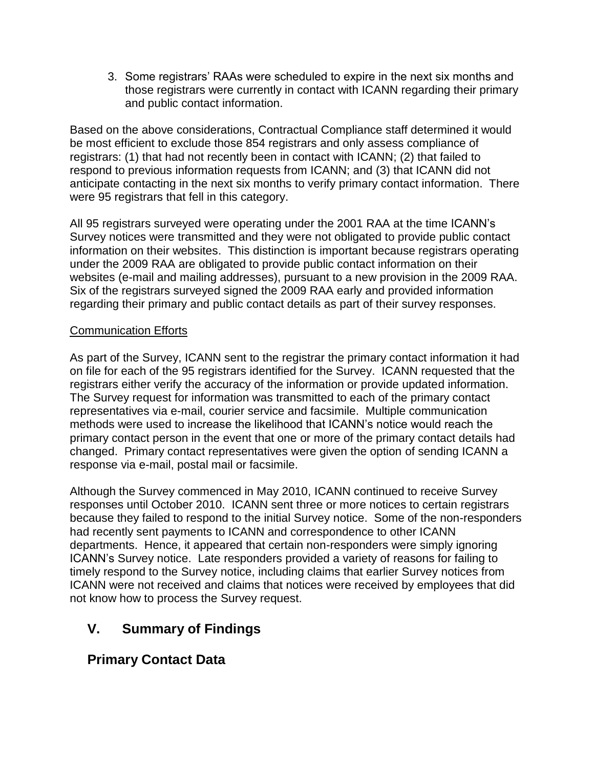3. Some registrars' RAAs were scheduled to expire in the next six months and those registrars were currently in contact with ICANN regarding their primary and public contact information.

Based on the above considerations, Contractual Compliance staff determined it would be most efficient to exclude those 854 registrars and only assess compliance of registrars: (1) that had not recently been in contact with ICANN; (2) that failed to respond to previous information requests from ICANN; and (3) that ICANN did not anticipate contacting in the next six months to verify primary contact information. There were 95 registrars that fell in this category.

All 95 registrars surveyed were operating under the 2001 RAA at the time ICANN's Survey notices were transmitted and they were not obligated to provide public contact information on their websites. This distinction is important because registrars operating under the 2009 RAA are obligated to provide public contact information on their websites (e-mail and mailing addresses), pursuant to a new provision in the 2009 RAA. Six of the registrars surveyed signed the 2009 RAA early and provided information regarding their primary and public contact details as part of their survey responses.

<u>Communication Efforts</u>

As part of the Survey, ICANN sent to the registrar the primary contact information it had on file for each of the 95 registrars identified for the Survey. ICANN requested that the registrars either verify the accuracy of the information or provide updated information. The Survey request for information was transmitted to each of the primary contact representatives via e-mail, courier service and facsimile. Multiple communication methods were used to increase the likelihood that ICANN's notice would reach the primary contact person in the event that one or more of the primary contact details had changed. Primary contact representatives were given the option of sending ICANN a response via e-mail, postal mail or facsimile.

Although the Survey commenced in May 2010, ICANN continued to receive Survey responses until October 2010. ICANN sent three or more notices to certain registrars because they failed to respond to the initial Survey notice. Some of the non-responders had recently sent payments to ICANN and correspondence to other ICANN departments. Hence, it appeared that certain non-responders were simply ignoring ICANN's Survey notice. Late responders provided a variety of reasons for failing to timely respond to the Survey notice, including claims that earlier Survey notices from ICANN were not received and claims that notices were received by employees that did not know how to process the Survey request.

## V. Summary of Findings

## Primary Contact Data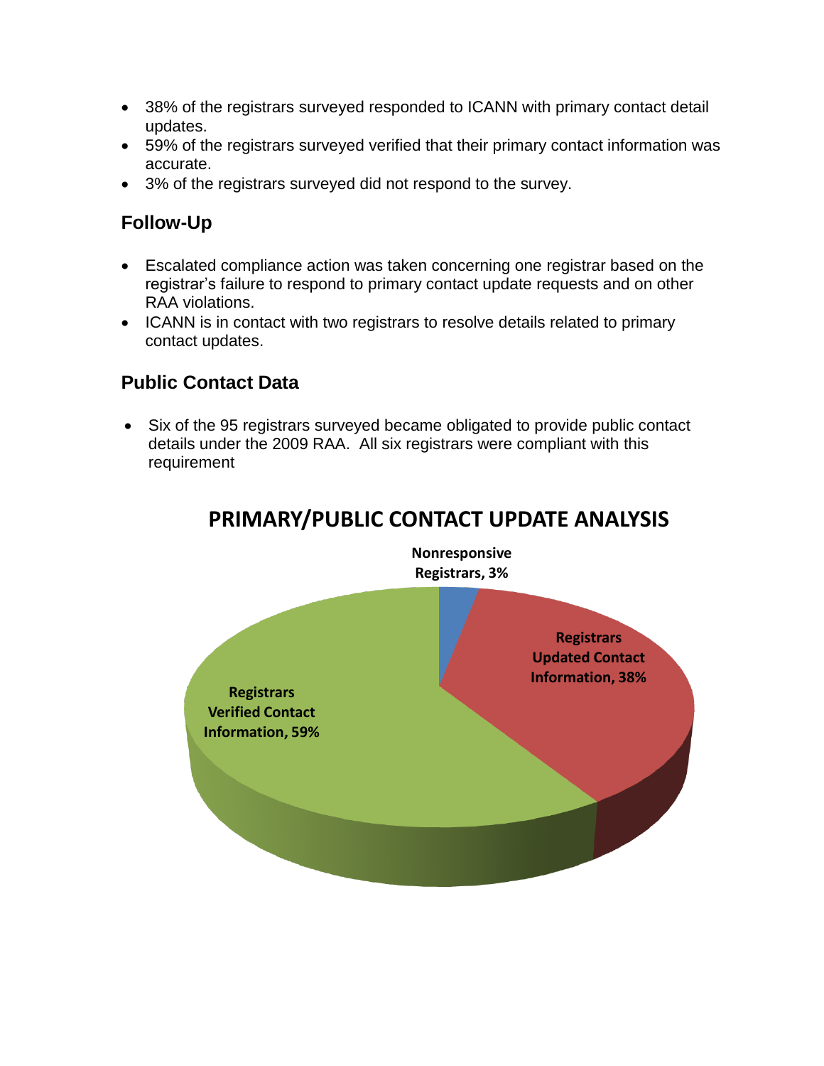- 38% of the registrars surveyed responded to ICANN with primary contact detail updates.
- 59% of the registrars surveyed verified that their primary contact information was accurate.
- 3% of the registrars surveyed did not respond to the survey.

## Follow-Up

- Escalated compliance action was taken concerning one registrar based on the registrar's failure to respond to primary contact update requests and on other RAA violations.
- ICANN is in contact with two registrars to resolve details related to primary contact updates.

## Public Contact Data

- Six of the 95 registrars surveyed became obligated to provide public contact details under the 2009 RAA. All six registrars were compliant with this requirement

**PRIMARY/PUBLIC CONTACT UPDATE ANALYSIS**

Nonresponsive Registrars, 3%

Registrars Updated Contact Information, 38%

Registrars Verified Contact Information, 59%